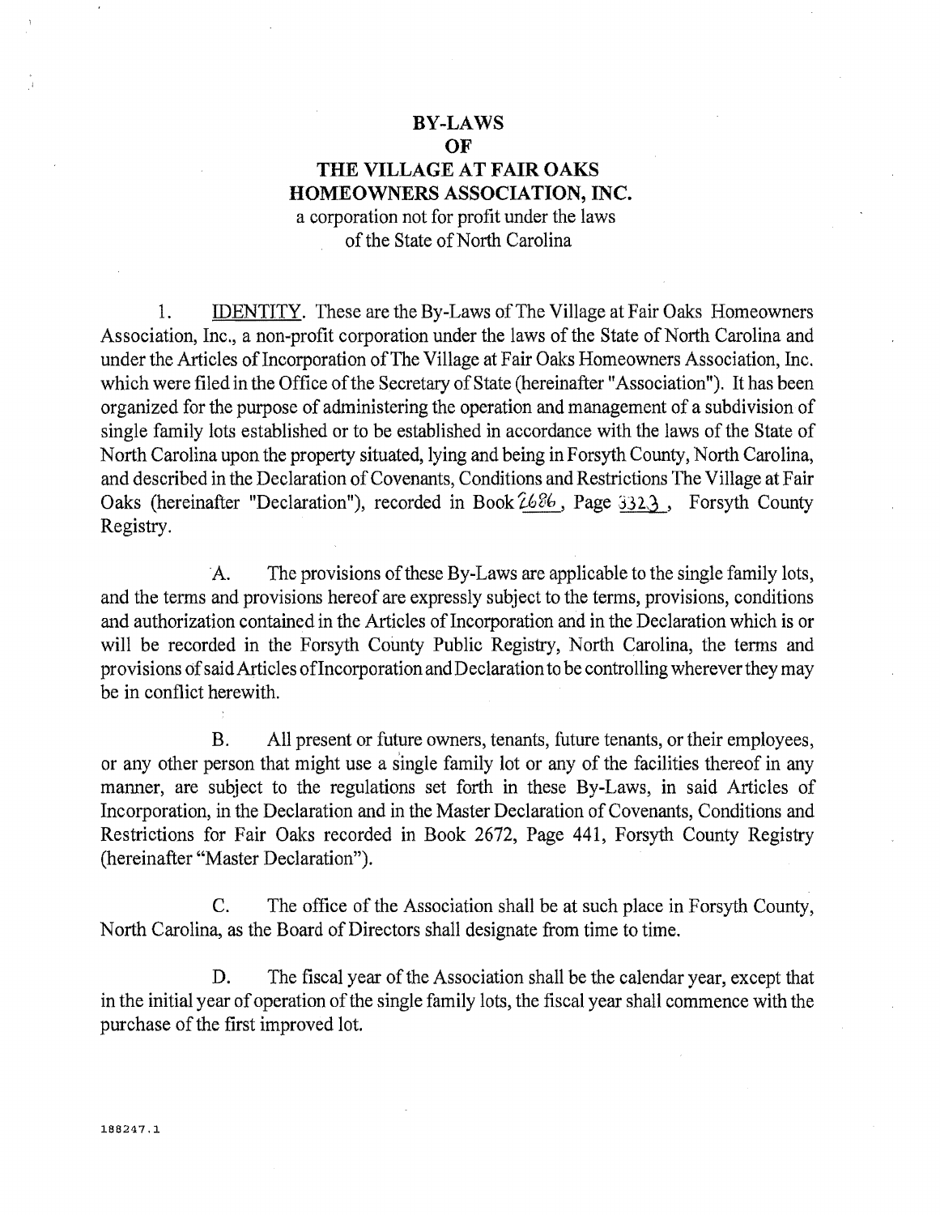# BY-LAWS
# OF
# THE VILLAGE AT FAIR OAKS HOMEOWNERS ASSOCIATION, INC.

a corporation not for profit under the laws of the State of North Carolina

1. IDENTITY. These are the By-Laws of The Village at Fair Oaks Homeowners Association, Inc., a non-profit corporation under the laws of the State of North Carolina and under the Articles of Incorporation of The Village at Fair Oaks Homeowners Association, Inc. which were filed in the Office of the Secretary of State (hereinafter "Association"). It has been organized for the purpose of administering the operation and management of a subdivision of single family lots established or to be established in accordance with the laws of the State of North Carolina upon the property situated, lying and being in Forsyth County, North Carolina, and described in the Declaration of Covenants, Conditions and Restrictions The Village at Fair Oaks (hereinafter "Declaration"), recorded in Book 2686, Page 3323, Forsyth County Registry.

A. The provisions of these By-Laws are applicable to the single family lots, and the terms and provisions hereof are expressly subject to the terms, provisions, conditions and authorization contained in the Articles of Incorporation and in the Declaration which is or will be recorded in the Forsyth County Public Registry, North Carolina, the terms and provisions of said Articles of Incorporation and Declaration to be controlling wherever they may be in conflict herewith.

B. All present or future owners, tenants, future tenants, or their employees, or any other person that might use a single family lot or any of the facilities thereof in any manner, are subject to the regulations set forth in these By-Laws, in said Articles of Incorporation, in the Declaration and in the Master Declaration of Covenants, Conditions and Restrictions for Fair Oaks recorded in Book 2672, Page 441, Forsyth County Registry (hereinafter "Master Declaration").

C. The office of the Association shall be at such place in Forsyth County, North Carolina, as the Board of Directors shall designate from time to time.

D. The fiscal year of the Association shall be the calendar year, except that in the initial year of operation of the single family lots, the fiscal year shall commence with the purchase of the first improved lot.

188247.1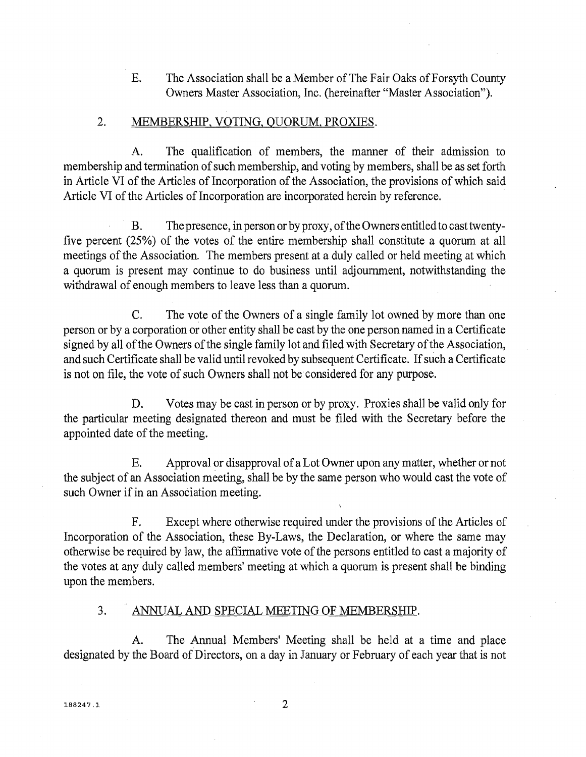E. The Association shall be a Member of The Fair Oaks of Forsyth County Owners Master Association, Inc. (hereinafter "Master Association").

2. MEMBERSHIP, VOTING, QUORUM, PROXIES.

A. The qualification of members, the manner of their admission to membership and termination of such membership, and voting by members, shall be as set forth in Article VI of the Articles of Incorporation of the Association, the provisions of which said Article VI of the Articles of Incorporation are incorporated herein by reference.

B. The presence, in person or by proxy, of the Owners entitled to cast twenty-five percent (25%) of the votes of the entire membership shall constitute a quorum at all meetings of the Association. The members present at a duly called or held meeting at which a quorum is present may continue to do business until adjournment, notwithstanding the withdrawal of enough members to leave less than a quorum.

C. The vote of the Owners of a single family lot owned by more than one person or by a corporation or other entity shall be cast by the one person named in a Certificate signed by all of the Owners of the single family lot and filed with Secretary of the Association, and such Certificate shall be valid until revoked by subsequent Certificate. If such a Certificate is not on file, the vote of such Owners shall not be considered for any purpose.

D. Votes may be cast in person or by proxy. Proxies shall be valid only for the particular meeting designated thereon and must be filed with the Secretary before the appointed date of the meeting.

E. Approval or disapproval of a Lot Owner upon any matter, whether or not the subject of an Association meeting, shall be by the same person who would cast the vote of such Owner if in an Association meeting.

F. Except where otherwise required under the provisions of the Articles of Incorporation of the Association, these By-Laws, the Declaration, or where the same may otherwise be required by law, the affirmative vote of the persons entitled to cast a majority of the votes at any duly called members' meeting at which a quorum is present shall be binding upon the members.

3. ANNUAL AND SPECIAL MEETING OF MEMBERSHIP.

A. The Annual Members' Meeting shall be held at a time and place designated by the Board of Directors, on a day in January or February of each year that is not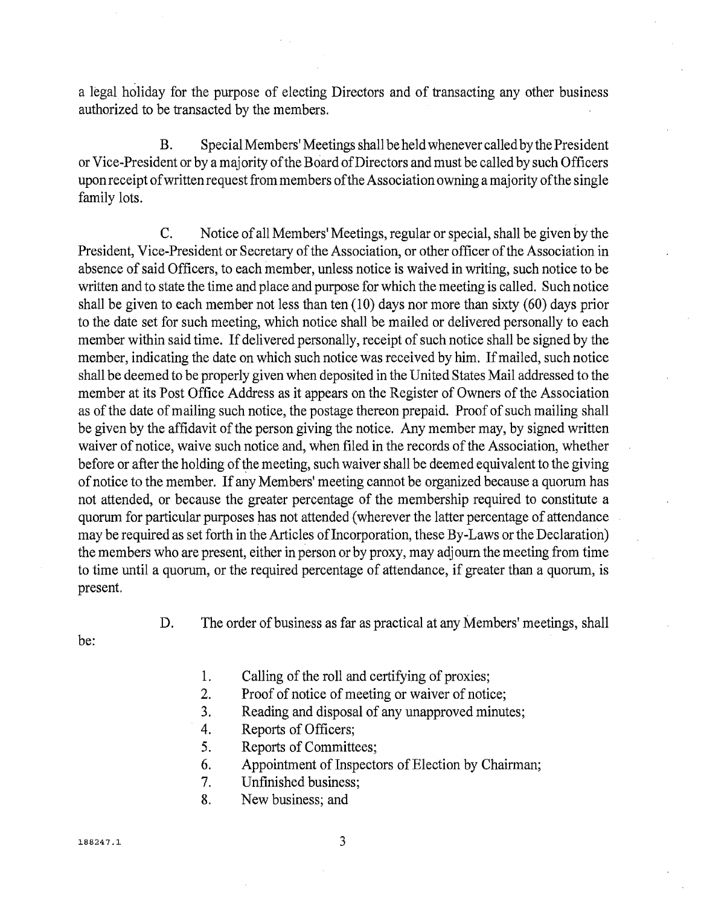a legal holiday for the purpose of electing Directors and of transacting any other business authorized to be transacted by the members.

B. Special Members' Meetings shall be held whenever called by the President or Vice-President or by a majority of the Board of Directors and must be called by such Officers upon receipt of written request from members of the Association owning a majority of the single family lots.

C. Notice of all Members' Meetings, regular or special, shall be given by the President, Vice-President or Secretary of the Association, or other officer of the Association in absence of said Officers, to each member, unless notice is waived in writing, such notice to be written and to state the time and place and purpose for which the meeting is called. Such notice shall be given to each member not less than ten (10) days nor more than sixty (60) days prior to the date set for such meeting, which notice shall be mailed or delivered personally to each member within said time. If delivered personally, receipt of such notice shall be signed by the member, indicating the date on which such notice was received by him. If mailed, such notice shall be deemed to be properly given when deposited in the United States Mail addressed to the member at its Post Office Address as it appears on the Register of Owners of the Association as of the date of mailing such notice, the postage thereon prepaid. Proof of such mailing shall be given by the affidavit of the person giving the notice. Any member may, by signed written waiver of notice, waive such notice and, when filed in the records of the Association, whether before or after the holding of the meeting, such waiver shall be deemed equivalent to the giving of notice to the member. If any Members' meeting cannot be organized because a quorum has not attended, or because the greater percentage of the membership required to constitute a quorum for particular purposes has not attended (wherever the latter percentage of attendance may be required as set forth in the Articles of Incorporation, these By-Laws or the Declaration) the members who are present, either in person or by proxy, may adjourn the meeting from time to time until a quorum, or the required percentage of attendance, if greater than a quorum, is present.

D. The order of business as far as practical at any Members' meetings, shall be:

1. Calling of the roll and certifying of proxies;
2. Proof of notice of meeting or waiver of notice;
3. Reading and disposal of any unapproved minutes;
4. Reports of Officers;
5. Reports of Committees;
6. Appointment of Inspectors of Election by Chairman;
7. Unfinished business;
8. New business; and

188247.1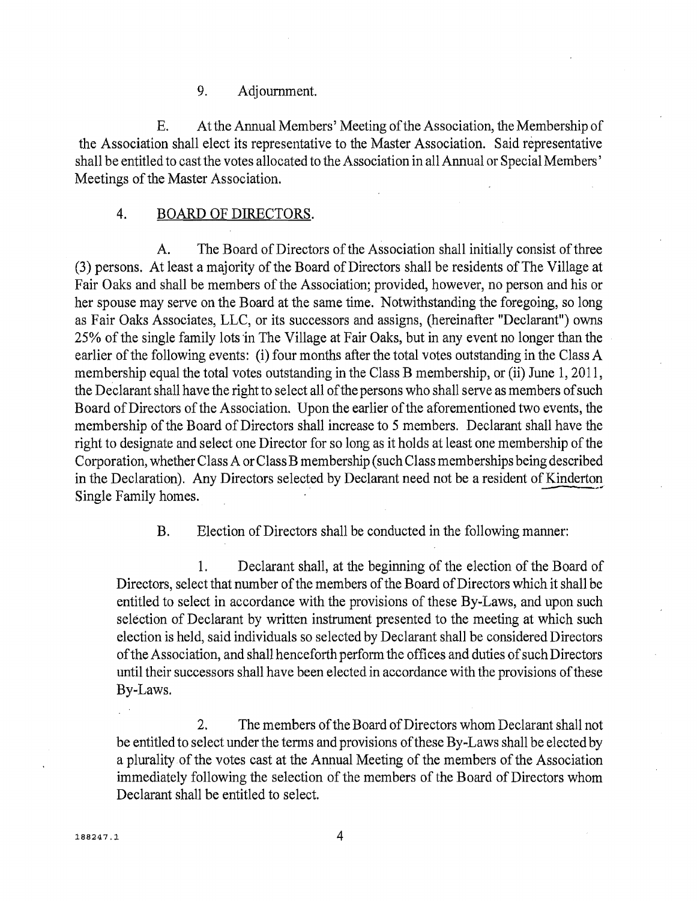9. Adjournment.

E. At the Annual Members' Meeting of the Association, the Membership of the Association shall elect its representative to the Master Association. Said representative shall be entitled to cast the votes allocated to the Association in all Annual or Special Members' Meetings of the Master Association.

4. <u>BOARD OF DIRECTORS</u>.

A. The Board of Directors of the Association shall initially consist of three (3) persons. At least a majority of the Board of Directors shall be residents of The Village at Fair Oaks and shall be members of the Association; provided, however, no person and his or her spouse may serve on the Board at the same time. Notwithstanding the foregoing, so long as Fair Oaks Associates, LLC, or its successors and assigns, (hereinafter "Declarant") owns 25% of the single family lots in The Village at Fair Oaks, but in any event no longer than the earlier of the following events: (i) four months after the total votes outstanding in the Class A membership equal the total votes outstanding in the Class B membership, or (ii) June 1, 2011, the Declarant shall have the right to select all of the persons who shall serve as members of such Board of Directors of the Association. Upon the earlier of the aforementioned two events, the membership of the Board of Directors shall increase to 5 members. Declarant shall have the right to designate and select one Director for so long as it holds at least one membership of the Corporation, whether Class A or Class B membership (such Class memberships being described in the Declaration). Any Directors selected by Declarant need not be a resident of Kinderton Single Family homes.

B. Election of Directors shall be conducted in the following manner:

1. Declarant shall, at the beginning of the election of the Board of Directors, select that number of the members of the Board of Directors which it shall be entitled to select in accordance with the provisions of these By-Laws, and upon such selection of Declarant by written instrument presented to the meeting at which such election is held, said individuals so selected by Declarant shall be considered Directors of the Association, and shall henceforth perform the offices and duties of such Directors until their successors shall have been elected in accordance with the provisions of these By-Laws.

2. The members of the Board of Directors whom Declarant shall not be entitled to select under the terms and provisions of these By-Laws shall be elected by a plurality of the votes cast at the Annual Meeting of the members of the Association immediately following the selection of the members of the Board of Directors whom Declarant shall be entitled to select.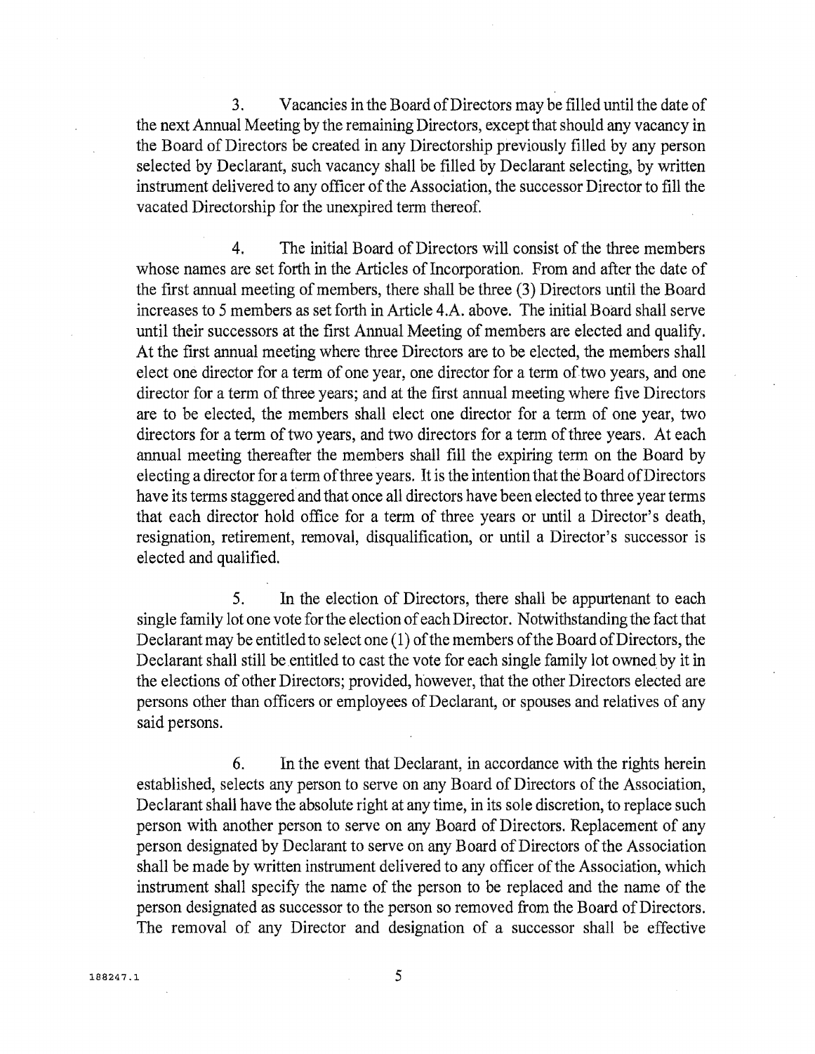3. Vacancies in the Board of Directors may be filled until the date of the next Annual Meeting by the remaining Directors, except that should any vacancy in the Board of Directors be created in any Directorship previously filled by any person selected by Declarant, such vacancy shall be filled by Declarant selecting, by written instrument delivered to any officer of the Association, the successor Director to fill the vacated Directorship for the unexpired term thereof.

4. The initial Board of Directors will consist of the three members whose names are set forth in the Articles of Incorporation. From and after the date of the first annual meeting of members, there shall be three (3) Directors until the Board increases to 5 members as set forth in Article 4.A. above. The initial Board shall serve until their successors at the first Annual Meeting of members are elected and qualify. At the first annual meeting where three Directors are to be elected, the members shall elect one director for a term of one year, one director for a term of two years, and one director for a term of three years; and at the first annual meeting where five Directors are to be elected, the members shall elect one director for a term of one year, two directors for a term of two years, and two directors for a term of three years. At each annual meeting thereafter the members shall fill the expiring term on the Board by electing a director for a term of three years. It is the intention that the Board of Directors have its terms staggered and that once all directors have been elected to three year terms that each director hold office for a term of three years or until a Director's death, resignation, retirement, removal, disqualification, or until a Director's successor is elected and qualified.

5. In the election of Directors, there shall be appurtenant to each single family lot one vote for the election of each Director. Notwithstanding the fact that Declarant may be entitled to select one (1) of the members of the Board of Directors, the Declarant shall still be entitled to cast the vote for each single family lot owned by it in the elections of other Directors; provided, however, that the other Directors elected are persons other than officers or employees of Declarant, or spouses and relatives of any said persons.

6. In the event that Declarant, in accordance with the rights herein established, selects any person to serve on any Board of Directors of the Association, Declarant shall have the absolute right at any time, in its sole discretion, to replace such person with another person to serve on any Board of Directors. Replacement of any person designated by Declarant to serve on any Board of Directors of the Association shall be made by written instrument delivered to any officer of the Association, which instrument shall specify the name of the person to be replaced and the name of the person designated as successor to the person so removed from the Board of Directors. The removal of any Director and designation of a successor shall be effective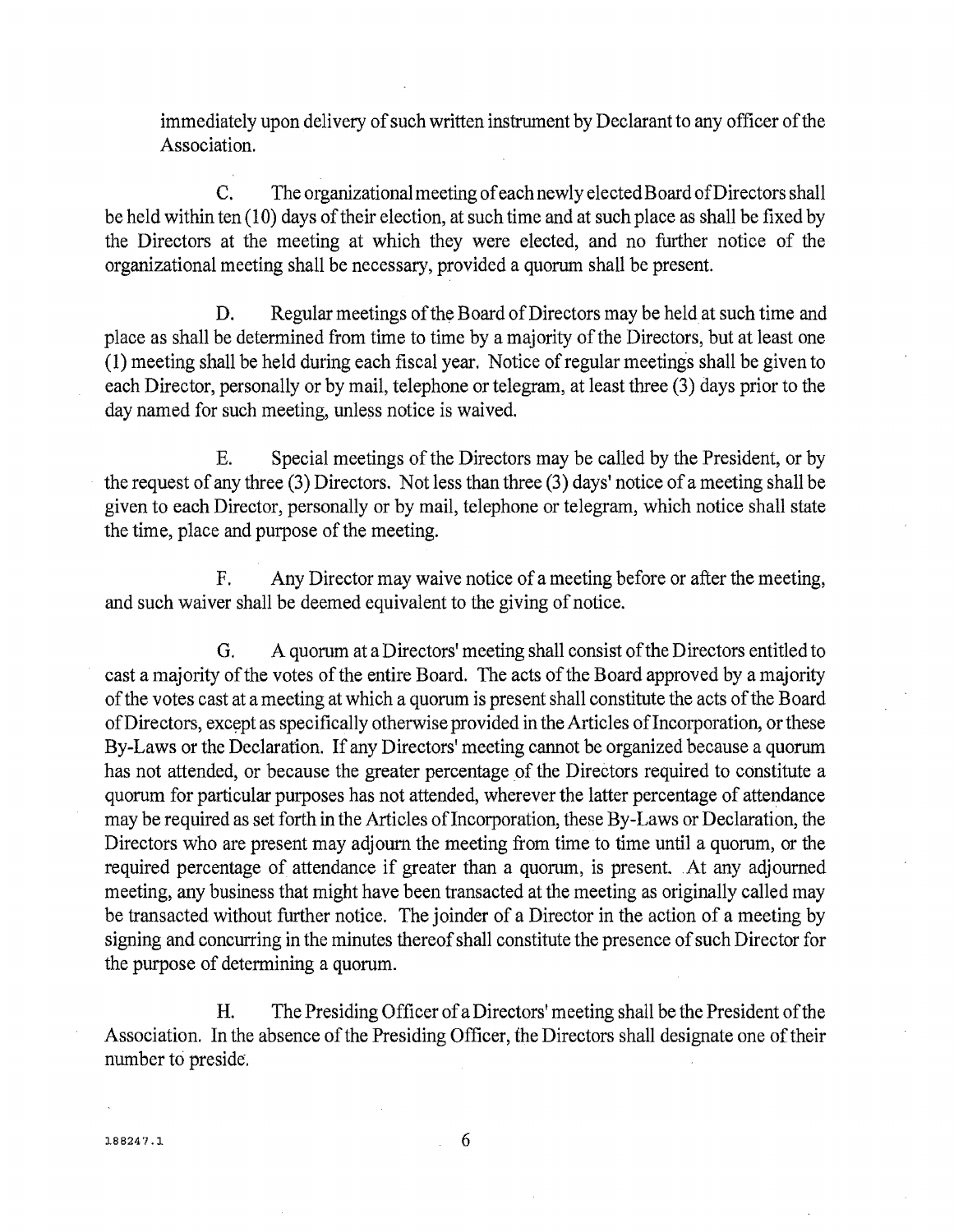immediately upon delivery of such written instrument by Declarant to any officer of the Association.

C. The organizational meeting of each newly elected Board of Directors shall be held within ten (10) days of their election, at such time and at such place as shall be fixed by the Directors at the meeting at which they were elected, and no further notice of the organizational meeting shall be necessary, provided a quorum shall be present.

D. Regular meetings of the Board of Directors may be held at such time and place as shall be determined from time to time by a majority of the Directors, but at least one (1) meeting shall be held during each fiscal year. Notice of regular meetings shall be given to each Director, personally or by mail, telephone or telegram, at least three (3) days prior to the day named for such meeting, unless notice is waived.

E. Special meetings of the Directors may be called by the President, or by the request of any three (3) Directors. Not less than three (3) days' notice of a meeting shall be given to each Director, personally or by mail, telephone or telegram, which notice shall state the time, place and purpose of the meeting.

F. Any Director may waive notice of a meeting before or after the meeting, and such waiver shall be deemed equivalent to the giving of notice.

G. A quorum at a Directors' meeting shall consist of the Directors entitled to cast a majority of the votes of the entire Board. The acts of the Board approved by a majority of the votes cast at a meeting at which a quorum is present shall constitute the acts of the Board of Directors, except as specifically otherwise provided in the Articles of Incorporation, or these By-Laws or the Declaration. If any Directors' meeting cannot be organized because a quorum has not attended, or because the greater percentage of the Directors required to constitute a quorum for particular purposes has not attended, wherever the latter percentage of attendance may be required as set forth in the Articles of Incorporation, these By-Laws or Declaration, the Directors who are present may adjourn the meeting from time to time until a quorum, or the required percentage of attendance if greater than a quorum, is present. At any adjourned meeting, any business that might have been transacted at the meeting as originally called may be transacted without further notice. The joinder of a Director in the action of a meeting by signing and concurring in the minutes thereof shall constitute the presence of such Director for the purpose of determining a quorum.

H. The Presiding Officer of a Directors' meeting shall be the President of the Association. In the absence of the Presiding Officer, the Directors shall designate one of their number to preside.

188247.1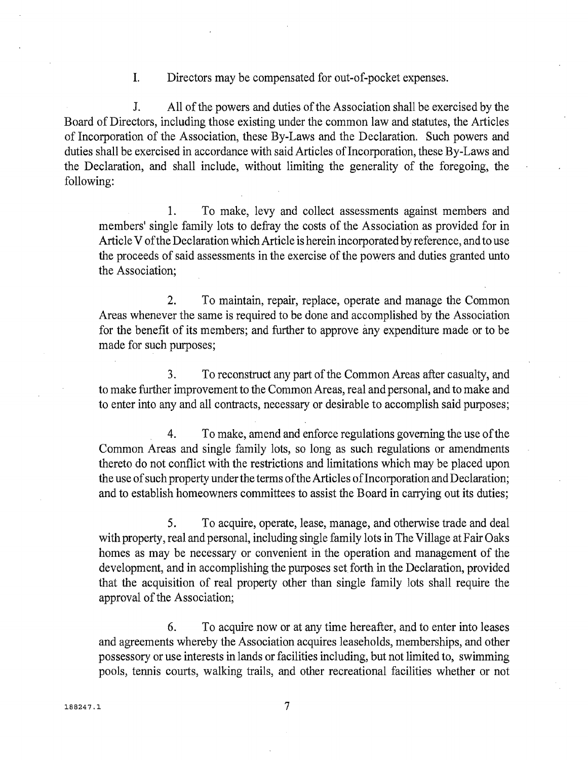I. Directors may be compensated for out-of-pocket expenses.

J. All of the powers and duties of the Association shall be exercised by the Board of Directors, including those existing under the common law and statutes, the Articles of Incorporation of the Association, these By-Laws and the Declaration. Such powers and duties shall be exercised in accordance with said Articles of Incorporation, these By-Laws and the Declaration, and shall include, without limiting the generality of the foregoing, the following:

1. To make, levy and collect assessments against members and members' single family lots to defray the costs of the Association as provided for in Article V of the Declaration which Article is herein incorporated by reference, and to use the proceeds of said assessments in the exercise of the powers and duties granted unto the Association;

2. To maintain, repair, replace, operate and manage the Common Areas whenever the same is required to be done and accomplished by the Association for the benefit of its members; and further to approve any expenditure made or to be made for such purposes;

3. To reconstruct any part of the Common Areas after casualty, and to make further improvement to the Common Areas, real and personal, and to make and to enter into any and all contracts, necessary or desirable to accomplish said purposes;

4. To make, amend and enforce regulations governing the use of the Common Areas and single family lots, so long as such regulations or amendments thereto do not conflict with the restrictions and limitations which may be placed upon the use of such property under the terms of the Articles of Incorporation and Declaration; and to establish homeowners committees to assist the Board in carrying out its duties;

5. To acquire, operate, lease, manage, and otherwise trade and deal with property, real and personal, including single family lots in The Village at Fair Oaks homes as may be necessary or convenient in the operation and management of the development, and in accomplishing the purposes set forth in the Declaration, provided that the acquisition of real property other than single family lots shall require the approval of the Association;

6. To acquire now or at any time hereafter, and to enter into leases and agreements whereby the Association acquires leaseholds, memberships, and other possessory or use interests in lands or facilities including, but not limited to, swimming pools, tennis courts, walking trails, and other recreational facilities whether or not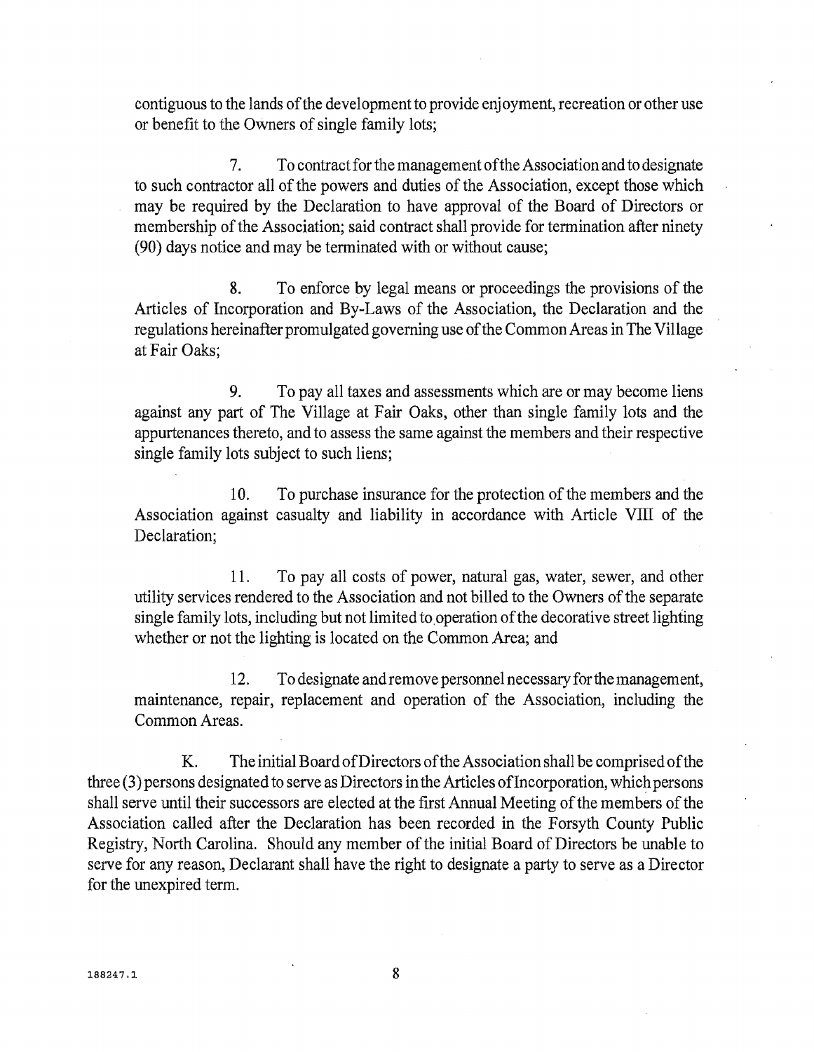contiguous to the lands of the development to provide enjoyment, recreation or other use or benefit to the Owners of single family lots;

7. To contract for the management of the Association and to designate to such contractor all of the powers and duties of the Association, except those which may be required by the Declaration to have approval of the Board of Directors or membership of the Association; said contract shall provide for termination after ninety (90) days notice and may be terminated with or without cause;

8. To enforce by legal means or proceedings the provisions of the Articles of Incorporation and By-Laws of the Association, the Declaration and the regulations hereinafter promulgated governing use of the Common Areas in The Village at Fair Oaks;

9. To pay all taxes and assessments which are or may become liens against any part of The Village at Fair Oaks, other than single family lots and the appurtenances thereto, and to assess the same against the members and their respective single family lots subject to such liens;

10. To purchase insurance for the protection of the members and the Association against casualty and liability in accordance with Article VIII of the Declaration;

11. To pay all costs of power, natural gas, water, sewer, and other utility services rendered to the Association and not billed to the Owners of the separate single family lots, including but not limited to operation of the decorative street lighting whether or not the lighting is located on the Common Area; and

12. To designate and remove personnel necessary for the management, maintenance, repair, replacement and operation of the Association, including the Common Areas.

K. The initial Board of Directors of the Association shall be comprised of the three (3) persons designated to serve as Directors in the Articles of Incorporation, which persons shall serve until their successors are elected at the first Annual Meeting of the members of the Association called after the Declaration has been recorded in the Forsyth County Public Registry, North Carolina. Should any member of the initial Board of Directors be unable to serve for any reason, Declarant shall have the right to designate a party to serve as a Director for the unexpired term.

188247.1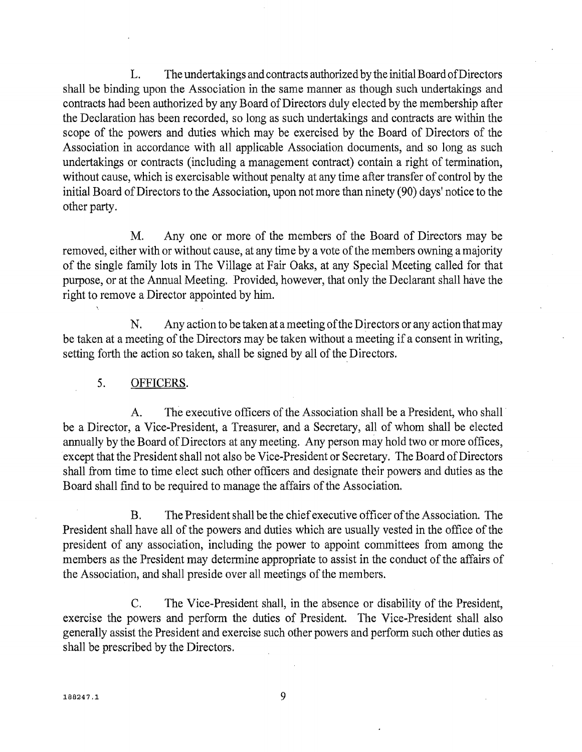L. The undertakings and contracts authorized by the initial Board of Directors shall be binding upon the Association in the same manner as though such undertakings and contracts had been authorized by any Board of Directors duly elected by the membership after the Declaration has been recorded, so long as such undertakings and contracts are within the scope of the powers and duties which may be exercised by the Board of Directors of the Association in accordance with all applicable Association documents, and so long as such undertakings or contracts (including a management contract) contain a right of termination, without cause, which is exercisable without penalty at any time after transfer of control by the initial Board of Directors to the Association, upon not more than ninety (90) days' notice to the other party.

M. Any one or more of the members of the Board of Directors may be removed, either with or without cause, at any time by a vote of the members owning a majority of the single family lots in The Village at Fair Oaks, at any Special Meeting called for that purpose, or at the Annual Meeting. Provided, however, that only the Declarant shall have the right to remove a Director appointed by him.

N. Any action to be taken at a meeting of the Directors or any action that may be taken at a meeting of the Directors may be taken without a meeting if a consent in writing, setting forth the action so taken, shall be signed by all of the Directors.

5. <u>OFFICERS</u>.

A. The executive officers of the Association shall be a President, who shall be a Director, a Vice-President, a Treasurer, and a Secretary, all of whom shall be elected annually by the Board of Directors at any meeting. Any person may hold two or more offices, except that the President shall not also be Vice-President or Secretary. The Board of Directors shall from time to time elect such other officers and designate their powers and duties as the Board shall find to be required to manage the affairs of the Association.

B. The President shall be the chief executive officer of the Association. The President shall have all of the powers and duties which are usually vested in the office of the president of any association, including the power to appoint committees from among the members as the President may determine appropriate to assist in the conduct of the affairs of the Association, and shall preside over all meetings of the members.

C. The Vice-President shall, in the absence or disability of the President, exercise the powers and perform the duties of President. The Vice-President shall also generally assist the President and exercise such other powers and perform such other duties as shall be prescribed by the Directors.

188247.1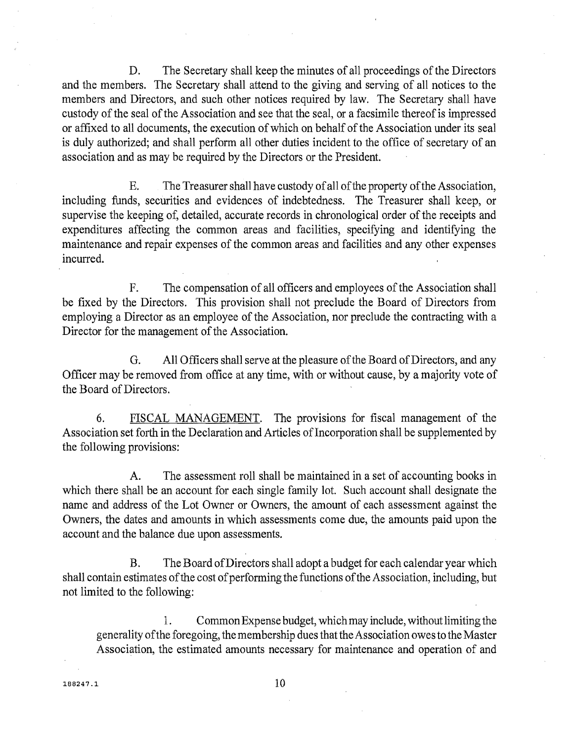D. The Secretary shall keep the minutes of all proceedings of the Directors and the members. The Secretary shall attend to the giving and serving of all notices to the members and Directors, and such other notices required by law. The Secretary shall have custody of the seal of the Association and see that the seal, or a facsimile thereof is impressed or affixed to all documents, the execution of which on behalf of the Association under its seal is duly authorized; and shall perform all other duties incident to the office of secretary of an association and as may be required by the Directors or the President.

E. The Treasurer shall have custody of all of the property of the Association, including funds, securities and evidences of indebtedness. The Treasurer shall keep, or supervise the keeping of, detailed, accurate records in chronological order of the receipts and expenditures affecting the common areas and facilities, specifying and identifying the maintenance and repair expenses of the common areas and facilities and any other expenses incurred.

F. The compensation of all officers and employees of the Association shall be fixed by the Directors. This provision shall not preclude the Board of Directors from employing a Director as an employee of the Association, nor preclude the contracting with a Director for the management of the Association.

G. All Officers shall serve at the pleasure of the Board of Directors, and any Officer may be removed from office at any time, with or without cause, by a majority vote of the Board of Directors.

6. <u>FISCAL MANAGEMENT</u>. The provisions for fiscal management of the Association set forth in the Declaration and Articles of Incorporation shall be supplemented by the following provisions:

A. The assessment roll shall be maintained in a set of accounting books in which there shall be an account for each single family lot. Such account shall designate the name and address of the Lot Owner or Owners, the amount of each assessment against the Owners, the dates and amounts in which assessments come due, the amounts paid upon the account and the balance due upon assessments.

B. The Board of Directors shall adopt a budget for each calendar year which shall contain estimates of the cost of performing the functions of the Association, including, but not limited to the following:

1. Common Expense budget, which may include, without limiting the generality of the foregoing, the membership dues that the Association owes to the Master Association, the estimated amounts necessary for maintenance and operation of and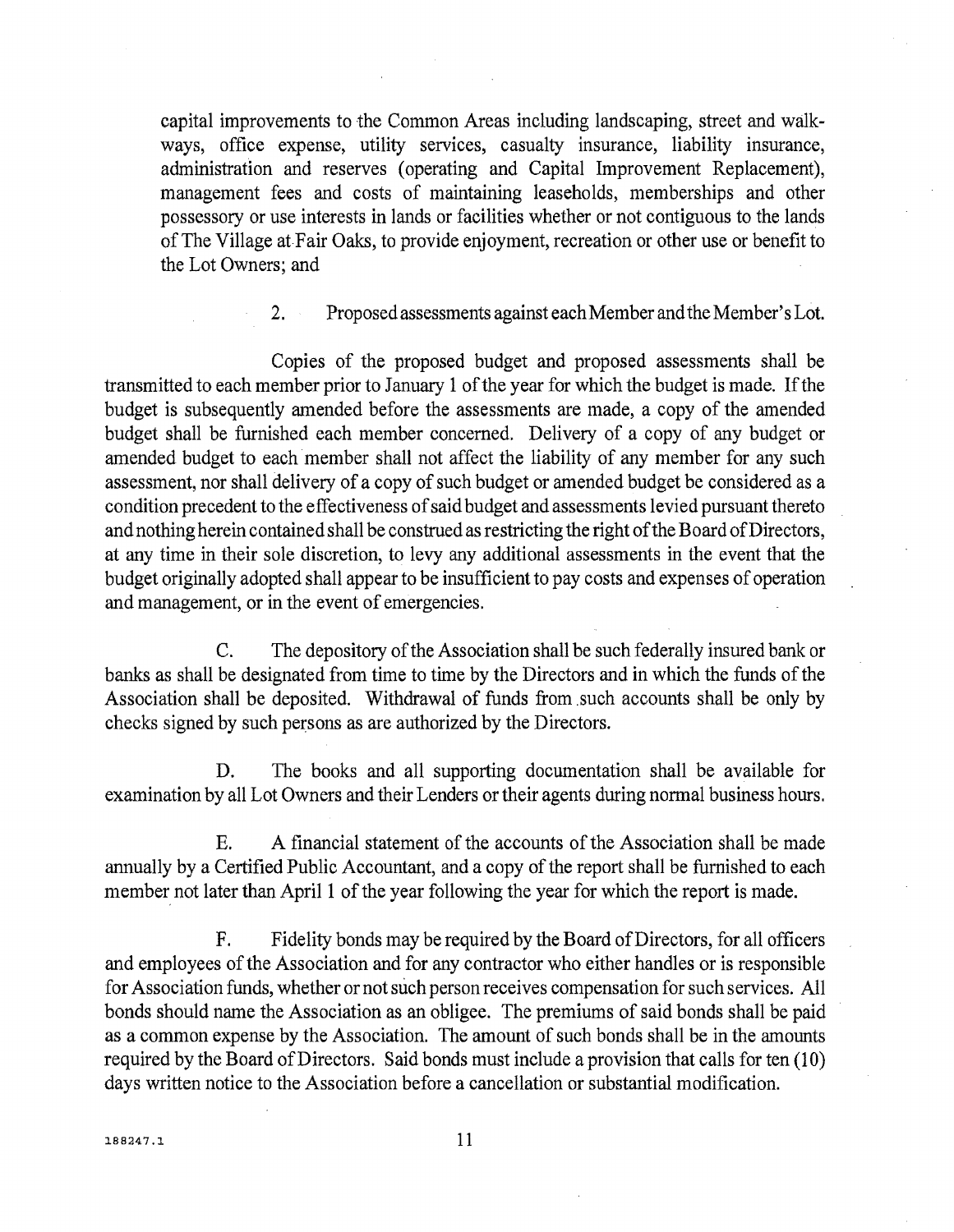capital improvements to the Common Areas including landscaping, street and walkways, office expense, utility services, casualty insurance, liability insurance, administration and reserves (operating and Capital Improvement Replacement), management fees and costs of maintaining leaseholds, memberships and other possessory or use interests in lands or facilities whether or not contiguous to the lands of The Village at Fair Oaks, to provide enjoyment, recreation or other use or benefit to the Lot Owners; and

2. Proposed assessments against each Member and the Member's Lot.

Copies of the proposed budget and proposed assessments shall be transmitted to each member prior to January 1 of the year for which the budget is made. If the budget is subsequently amended before the assessments are made, a copy of the amended budget shall be furnished each member concerned. Delivery of a copy of any budget or amended budget to each member shall not affect the liability of any member for any such assessment, nor shall delivery of a copy of such budget or amended budget be considered as a condition precedent to the effectiveness of said budget and assessments levied pursuant thereto and nothing herein contained shall be construed as restricting the right of the Board of Directors, at any time in their sole discretion, to levy any additional assessments in the event that the budget originally adopted shall appear to be insufficient to pay costs and expenses of operation and management, or in the event of emergencies.

C. The depository of the Association shall be such federally insured bank or banks as shall be designated from time to time by the Directors and in which the funds of the Association shall be deposited. Withdrawal of funds from such accounts shall be only by checks signed by such persons as are authorized by the Directors.

D. The books and all supporting documentation shall be available for examination by all Lot Owners and their Lenders or their agents during normal business hours.

E. A financial statement of the accounts of the Association shall be made annually by a Certified Public Accountant, and a copy of the report shall be furnished to each member not later than April 1 of the year following the year for which the report is made.

F. Fidelity bonds may be required by the Board of Directors, for all officers and employees of the Association and for any contractor who either handles or is responsible for Association funds, whether or not such person receives compensation for such services. All bonds should name the Association as an obligee. The premiums of said bonds shall be paid as a common expense by the Association. The amount of such bonds shall be in the amounts required by the Board of Directors. Said bonds must include a provision that calls for ten (10) days written notice to the Association before a cancellation or substantial modification.

188247.1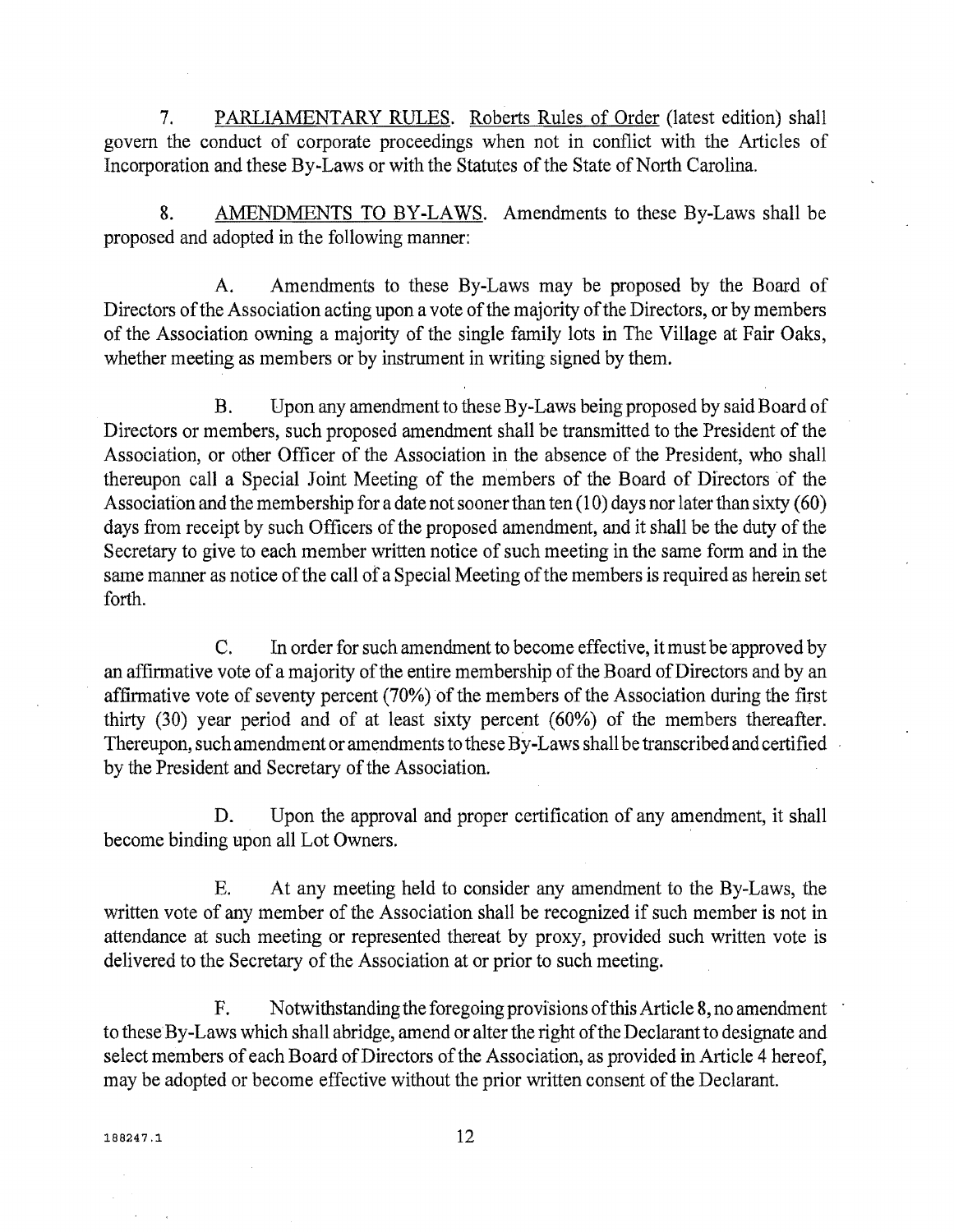7. <u>PARLIAMENTARY RULES</u>. <u>Roberts Rules of Order</u> (latest edition) shall govern the conduct of corporate proceedings when not in conflict with the Articles of Incorporation and these By-Laws or with the Statutes of the State of North Carolina.

8. <u>AMENDMENTS TO BY-LAWS</u>. Amendments to these By-Laws shall be proposed and adopted in the following manner:

A. Amendments to these By-Laws may be proposed by the Board of Directors of the Association acting upon a vote of the majority of the Directors, or by members of the Association owning a majority of the single family lots in The Village at Fair Oaks, whether meeting as members or by instrument in writing signed by them.

B. Upon any amendment to these By-Laws being proposed by said Board of Directors or members, such proposed amendment shall be transmitted to the President of the Association, or other Officer of the Association in the absence of the President, who shall thereupon call a Special Joint Meeting of the members of the Board of Directors of the Association and the membership for a date not sooner than ten (10) days nor later than sixty (60) days from receipt by such Officers of the proposed amendment, and it shall be the duty of the Secretary to give to each member written notice of such meeting in the same form and in the same manner as notice of the call of a Special Meeting of the members is required as herein set forth.

C. In order for such amendment to become effective, it must be approved by an affirmative vote of a majority of the entire membership of the Board of Directors and by an affirmative vote of seventy percent (70%) of the members of the Association during the first thirty (30) year period and of at least sixty percent (60%) of the members thereafter. Thereupon, such amendment or amendments to these By-Laws shall be transcribed and certified by the President and Secretary of the Association.

D. Upon the approval and proper certification of any amendment, it shall become binding upon all Lot Owners.

E. At any meeting held to consider any amendment to the By-Laws, the written vote of any member of the Association shall be recognized if such member is not in attendance at such meeting or represented thereat by proxy, provided such written vote is delivered to the Secretary of the Association at or prior to such meeting.

F. Notwithstanding the foregoing provisions of this Article 8, no amendment to these By-Laws which shall abridge, amend or alter the right of the Declarant to designate and select members of each Board of Directors of the Association, as provided in Article 4 hereof, may be adopted or become effective without the prior written consent of the Declarant.

188247.1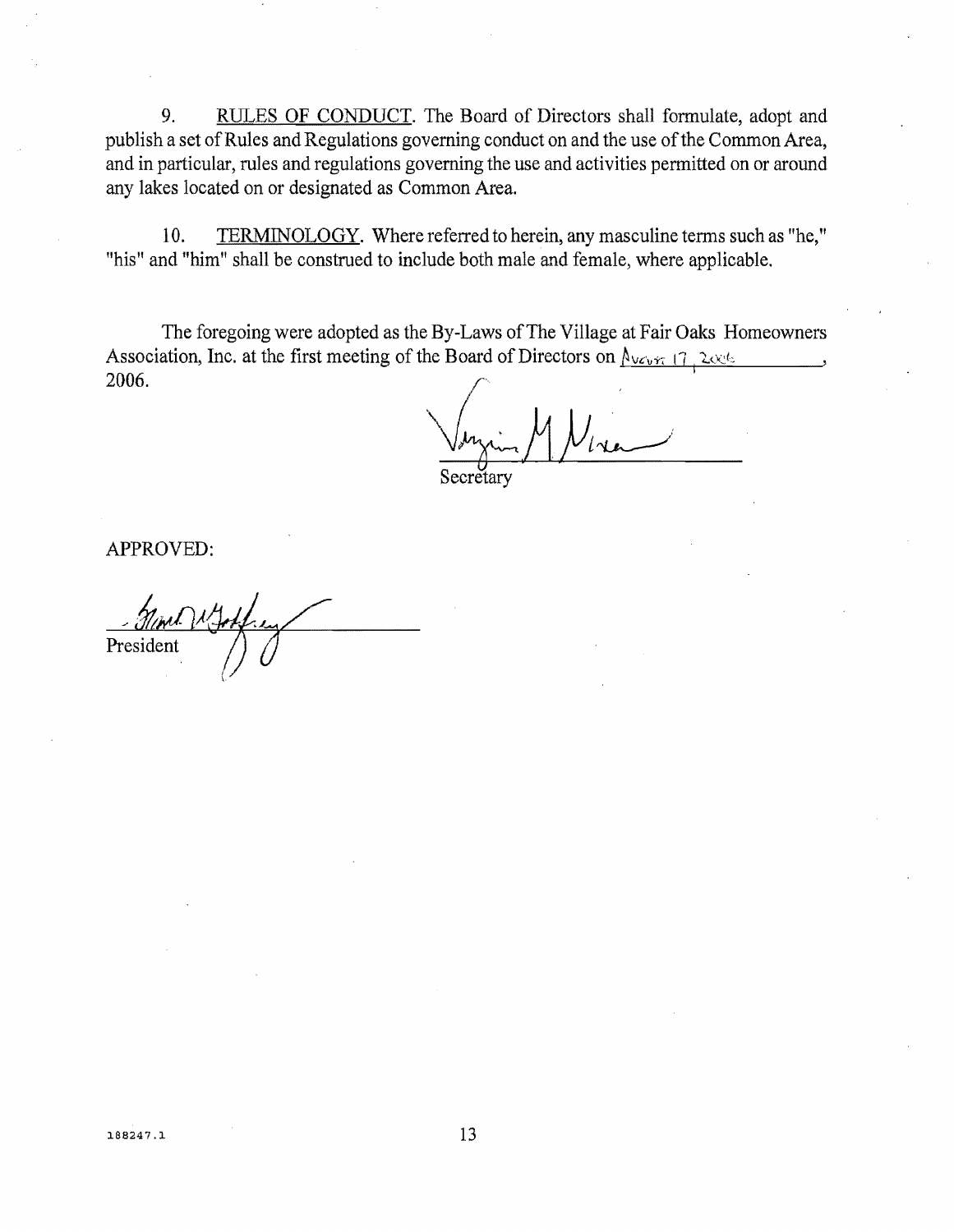9. <u>RULES OF CONDUCT</u>. The Board of Directors shall formulate, adopt and publish a set of Rules and Regulations governing conduct on and the use of the Common Area, and in particular, rules and regulations governing the use and activities permitted on or around any lakes located on or designated as Common Area.

10. <u>TERMINOLOGY</u>. Where referred to herein, any masculine terms such as "he," "his" and "him" shall be construed to include both male and female, where applicable.

The foregoing were adopted as the By-Laws of The Village at Fair Oaks Homeowners Association, Inc. at the first meeting of the Board of Directors on August 17, 2006, 2006.

Secretary

APPROVED:

President

188247.1